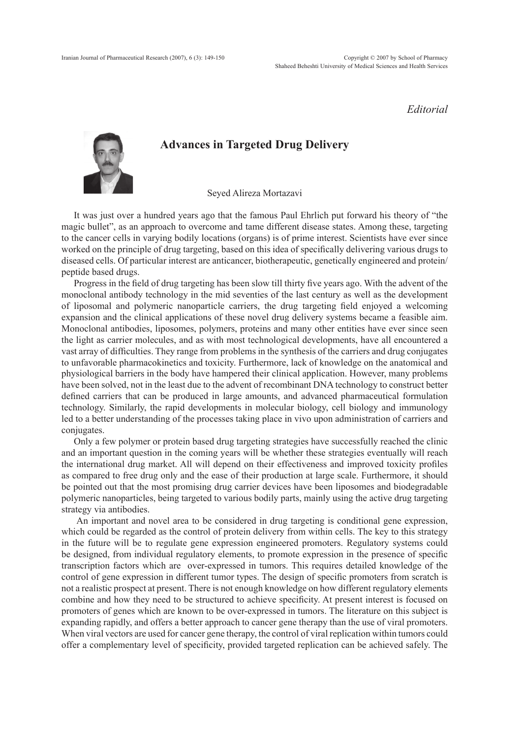*Editorial*

# Advances in Targeted Drug Delivery

Seyed Alireza Mortazavi

It was just over a hundred years ago that the famous Paul Ehrlich put forward his theory of "the magic bullet", as an approach to overcome and tame different disease states. Among these, targeting to the cancer cells in varying bodily locations (organs) is of prime interest. Scientists have ever since worked on the principle of drug targeting, based on this idea of specifically delivering various drugs to diseased cells. Of particular interest are anticancer, biotherapeutic, genetically engineered and protein/peptide based drugs.

Progress in the field of drug targeting has been slow till thirty five years ago. With the advent of the monoclonal antibody technology in the mid seventies of the last century as well as the development of liposomal and polymeric nanoparticle carriers, the drug targeting field enjoyed a welcoming expansion and the clinical applications of these novel drug delivery systems became a feasible aim. Monoclonal antibodies, liposomes, polymers, proteins and many other entities have ever since seen the light as carrier molecules, and as with most technological developments, have all encountered a vast array of difficulties. They range from problems in the synthesis of the carriers and drug conjugates to unfavorable pharmacokinetics and toxicity. Furthermore, lack of knowledge on the anatomical and physiological barriers in the body have hampered their clinical application. However, many problems have been solved, not in the least due to the advent of recombinant DNA technology to construct better defined carriers that can be produced in large amounts, and advanced pharmaceutical formulation technology. Similarly, the rapid developments in molecular biology, cell biology and immunology led to a better understanding of the processes taking place in vivo upon administration of carriers and conjugates.

Only a few polymer or protein based drug targeting strategies have successfully reached the clinic and an important question in the coming years will be whether these strategies eventually will reach the international drug market. All will depend on their effectiveness and improved toxicity profiles as compared to free drug only and the ease of their production at large scale. Furthermore, it should be pointed out that the most promising drug carrier devices have been liposomes and biodegradable polymeric nanoparticles, being targeted to various bodily parts, mainly using the active drug targeting strategy via antibodies.

An important and novel area to be considered in drug targeting is conditional gene expression, which could be regarded as the control of protein delivery from within cells. The key to this strategy in the future will be to regulate gene expression engineered promoters. Regulatory systems could be designed, from individual regulatory elements, to promote expression in the presence of specific transcription factors which are over-expressed in tumors. This requires detailed knowledge of the control of gene expression in different tumor types. The design of specific promoters from scratch is not a realistic prospect at present. There is not enough knowledge on how different regulatory elements combine and how they need to be structured to achieve specificity. At present interest is focused on promoters of genes which are known to be over-expressed in tumors. The literature on this subject is expanding rapidly, and offers a better approach to cancer gene therapy than the use of viral promoters. When viral vectors are used for cancer gene therapy, the control of viral replication within tumors could offer a complementary level of specificity, provided targeted replication can be achieved safely. The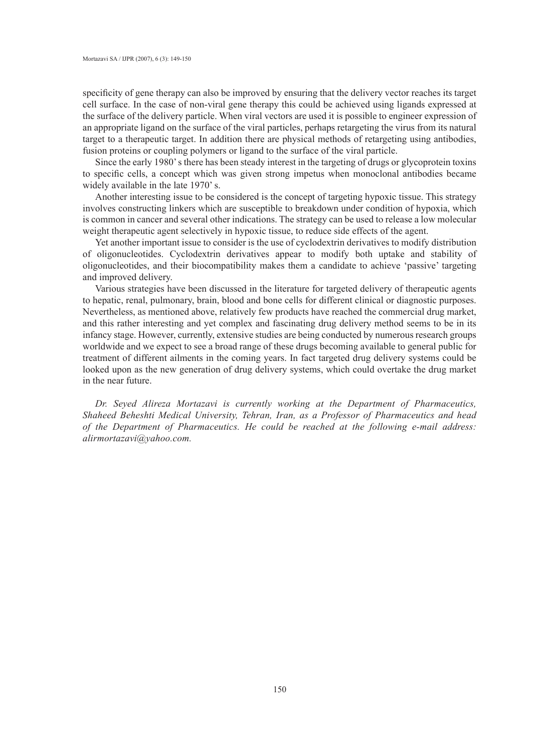specificity of gene therapy can also be improved by ensuring that the delivery vector reaches its target cell surface. In the case of non-viral gene therapy this could be achieved using ligands expressed at the surface of the delivery particle. When viral vectors are used it is possible to engineer expression of an appropriate ligand on the surface of the viral particles, perhaps retargeting the virus from its natural target to a therapeutic target. In addition there are physical methods of retargeting using antibodies, fusion proteins or coupling polymers or ligand to the surface of the viral particle.

Since the early 1980' s there has been steady interest in the targeting of drugs or glycoprotein toxins to specific cells, a concept which was given strong impetus when monoclonal antibodies became widely available in the late 1970' s.

Another interesting issue to be considered is the concept of targeting hypoxic tissue. This strategy involves constructing linkers which are susceptible to breakdown under condition of hypoxia, which is common in cancer and several other indications. The strategy can be used to release a low molecular weight therapeutic agent selectively in hypoxic tissue, to reduce side effects of the agent.

Yet another important issue to consider is the use of cyclodextrin derivatives to modify distribution of oligonucleotides. Cyclodextrin derivatives appear to modify both uptake and stability of oligonucleotides, and their biocompatibility makes them a candidate to achieve 'passive' targeting and improved delivery.

Various strategies have been discussed in the literature for targeted delivery of therapeutic agents to hepatic, renal, pulmonary, brain, blood and bone cells for different clinical or diagnostic purposes. Nevertheless, as mentioned above, relatively few products have reached the commercial drug market, and this rather interesting and yet complex and fascinating drug delivery method seems to be in its infancy stage. However, currently, extensive studies are being conducted by numerous research groups worldwide and we expect to see a broad range of these drugs becoming available to general public for treatment of different ailments in the coming years. In fact targeted drug delivery systems could be looked upon as the new generation of drug delivery systems, which could overtake the drug market in the near future.

*Dr. Seyed Alireza Mortazavi is currently working at the Department of Pharmaceutics, Shaheed Beheshti Medical University, Tehran, Iran, as a Professor of Pharmaceutics and head of the Department of Pharmaceutics. He could be reached at the following e-mail address: alirmortazavi@yahoo.com.*